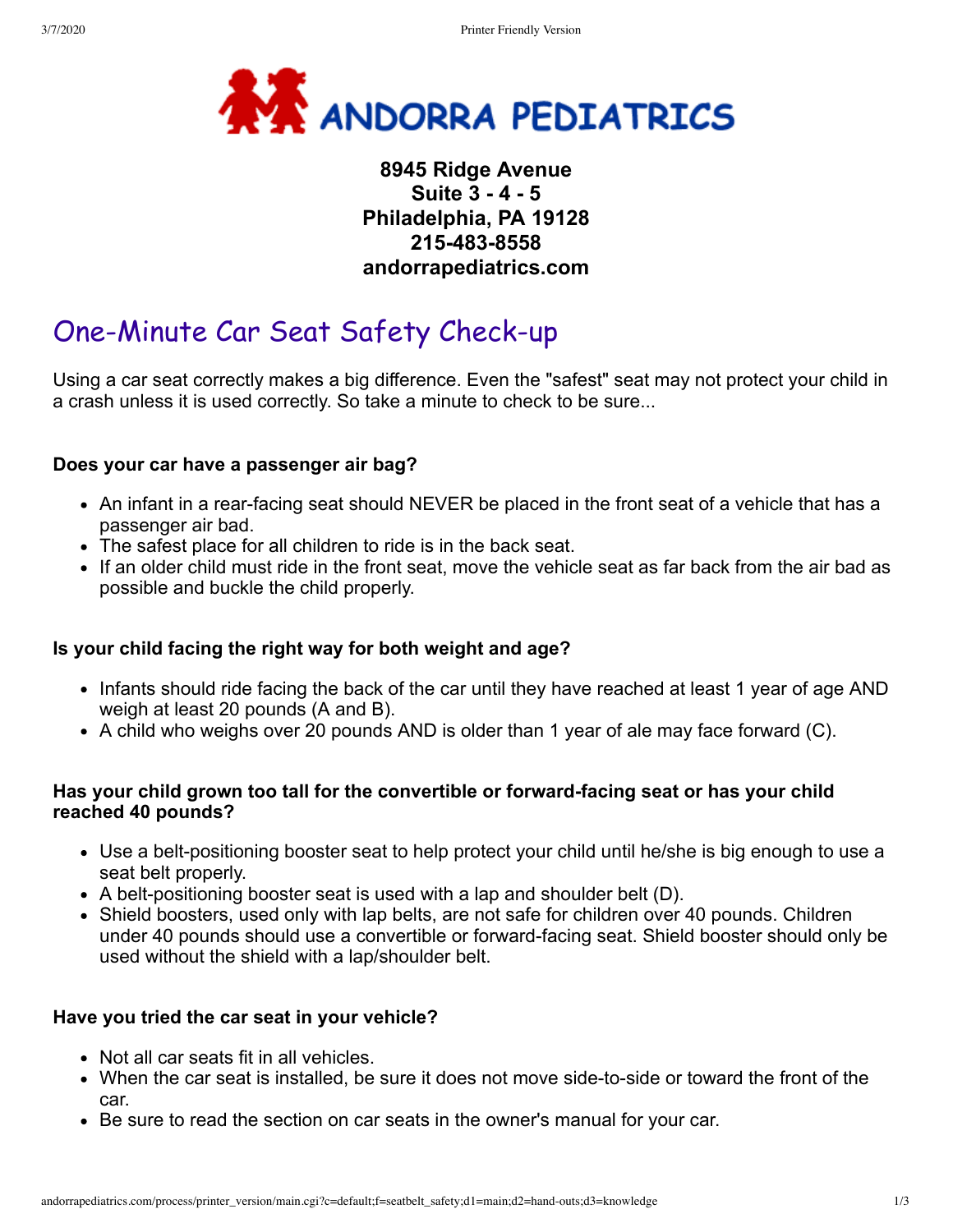# ANDORRA PEDIATRICS

**8945 Ridge Avenue**
**Suite 3 - 4 - 5**
**Philadelphia, PA 19128**
**215-483-8558**
**andorrapediatrics.com**

## One-Minute Car Seat Safety Check-up

Using a car seat correctly makes a big difference. Even the "safest" seat may not protect your child in a crash unless it is used correctly. So take a minute to check to be sure...

**Does your car have a passenger air bag?**

- An infant in a rear-facing seat should NEVER be placed in the front seat of a vehicle that has a passenger air bad.
- The safest place for all children to ride is in the back seat.
- If an older child must ride in the front seat, move the vehicle seat as far back from the air bad as possible and buckle the child properly.

**Is your child facing the right way for both weight and age?**

- Infants should ride facing the back of the car until they have reached at least 1 year of age AND weigh at least 20 pounds (A and B).
- A child who weighs over 20 pounds AND is older than 1 year of ale may face forward (C).

**Has your child grown too tall for the convertible or forward-facing seat or has your child reached 40 pounds?**

- Use a belt-positioning booster seat to help protect your child until he/she is big enough to use a seat belt properly.
- A belt-positioning booster seat is used with a lap and shoulder belt (D).
- Shield boosters, used only with lap belts, are not safe for children over 40 pounds. Children under 40 pounds should use a convertible or forward-facing seat. Shield booster should only be used without the shield with a lap/shoulder belt.

**Have you tried the car seat in your vehicle?**

- Not all car seats fit in all vehicles.
- When the car seat is installed, be sure it does not move side-to-side or toward the front of the car.
- Be sure to read the section on car seats in the owner's manual for your car.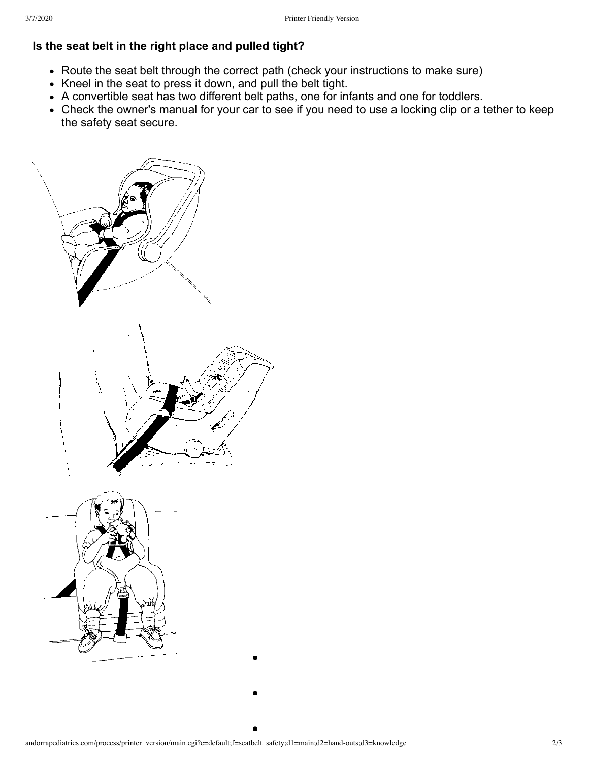**Is the seat belt in the right place and pulled tight?**

- Route the seat belt through the correct path (check your instructions to make sure)
- Kneel in the seat to press it down, and pull the belt tight.
- A convertible seat has two different belt paths, one for infants and one for toddlers.
- Check the owner's manual for your car to see if you need to use a locking clip or a tether to keep the safety seat secure.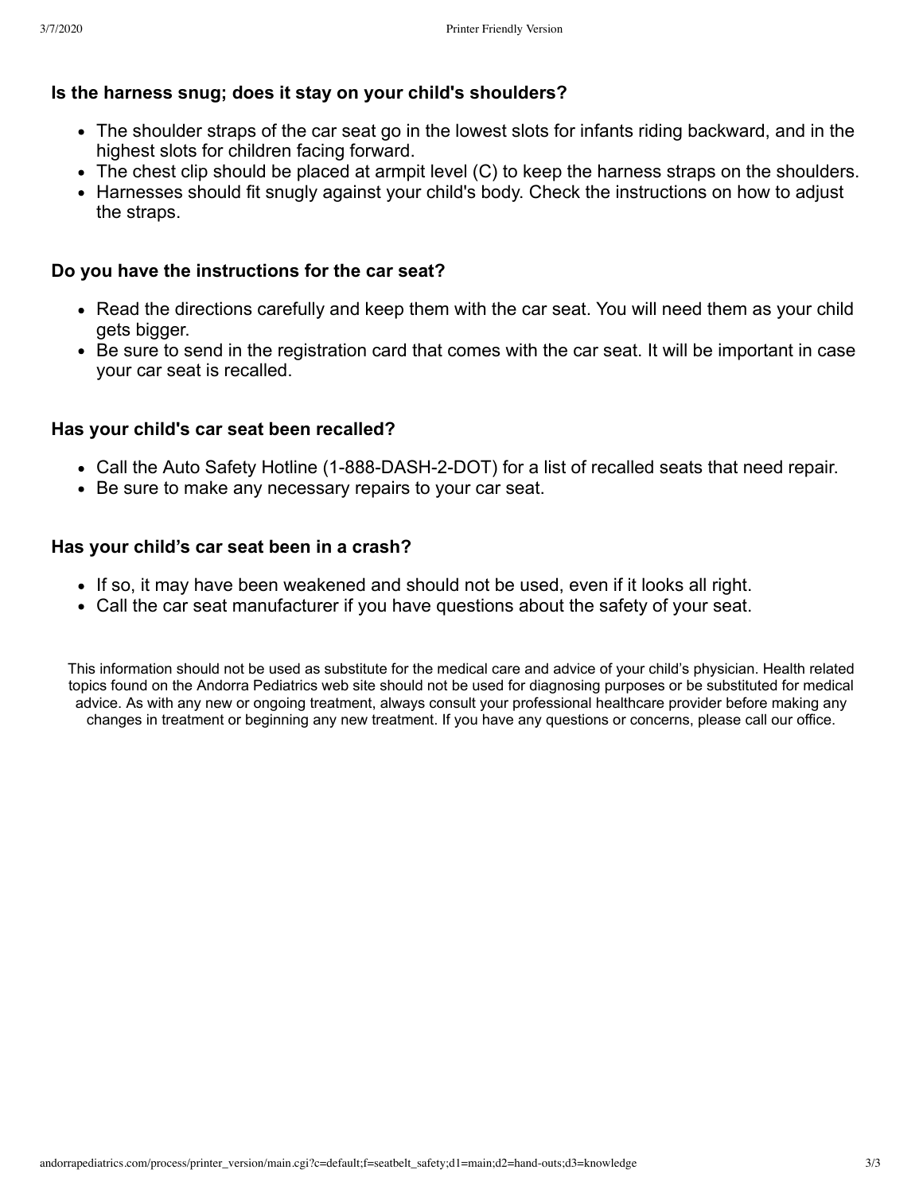### Is the harness snug; does it stay on your child's shoulders?

- The shoulder straps of the car seat go in the lowest slots for infants riding backward, and in the highest slots for children facing forward.
- The chest clip should be placed at armpit level (C) to keep the harness straps on the shoulders.
- Harnesses should fit snugly against your child's body. Check the instructions on how to adjust the straps.

### Do you have the instructions for the car seat?

- Read the directions carefully and keep them with the car seat. You will need them as your child gets bigger.
- Be sure to send in the registration card that comes with the car seat. It will be important in case your car seat is recalled.

### Has your child's car seat been recalled?

- Call the Auto Safety Hotline (1-888-DASH-2-DOT) for a list of recalled seats that need repair.
- Be sure to make any necessary repairs to your car seat.

### Has your child's car seat been in a crash?

- If so, it may have been weakened and should not be used, even if it looks all right.
- Call the car seat manufacturer if you have questions about the safety of your seat.

This information should not be used as substitute for the medical care and advice of your child's physician. Health related topics found on the Andorra Pediatrics web site should not be used for diagnosing purposes or be substituted for medical advice. As with any new or ongoing treatment, always consult your professional healthcare provider before making any changes in treatment or beginning any new treatment. If you have any questions or concerns, please call our office.